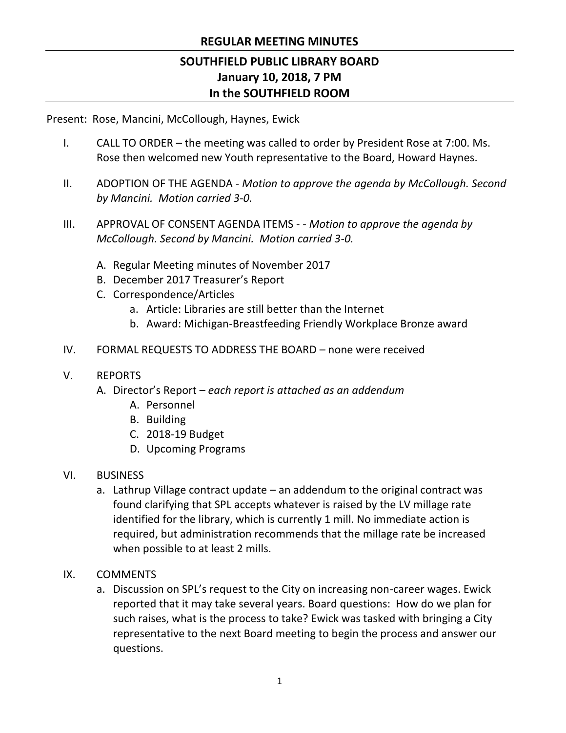## REGULAR MEETING MINUTES

# SOUTHFIELD PUBLIC LIBRARY BOARD
## January 10, 2018, 7 PM
## In the SOUTHFIELD ROOM

Present: Rose, Mancini, McCollough, Haynes, Ewick

I. CALL TO ORDER – the meeting was called to order by President Rose at 7:00. Ms. Rose then welcomed new Youth representative to the Board, Howard Haynes.

II. ADOPTION OF THE AGENDA - *Motion to approve the agenda by McCollough. Second by Mancini. Motion carried 3-0.*

III. APPROVAL OF CONSENT AGENDA ITEMS - - *Motion to approve the agenda by McCollough. Second by Mancini. Motion carried 3-0.*

   A. Regular Meeting minutes of November 2017
   B. December 2017 Treasurer's Report
   C. Correspondence/Articles
      a. Article: Libraries are still better than the Internet
      b. Award: Michigan-Breastfeeding Friendly Workplace Bronze award

IV. FORMAL REQUESTS TO ADDRESS THE BOARD – none were received

V. REPORTS
   A. Director's Report – *each report is attached as an addendum*
      A. Personnel
      B. Building
      C. 2018-19 Budget
      D. Upcoming Programs

VI. BUSINESS
   a. Lathrup Village contract update – an addendum to the original contract was found clarifying that SPL accepts whatever is raised by the LV millage rate identified for the library, which is currently 1 mill. No immediate action is required, but administration recommends that the millage rate be increased when possible to at least 2 mills.

IX. COMMENTS
   a. Discussion on SPL's request to the City on increasing non-career wages. Ewick reported that it may take several years. Board questions: How do we plan for such raises, what is the process to take? Ewick was tasked with bringing a City representative to the next Board meeting to begin the process and answer our questions.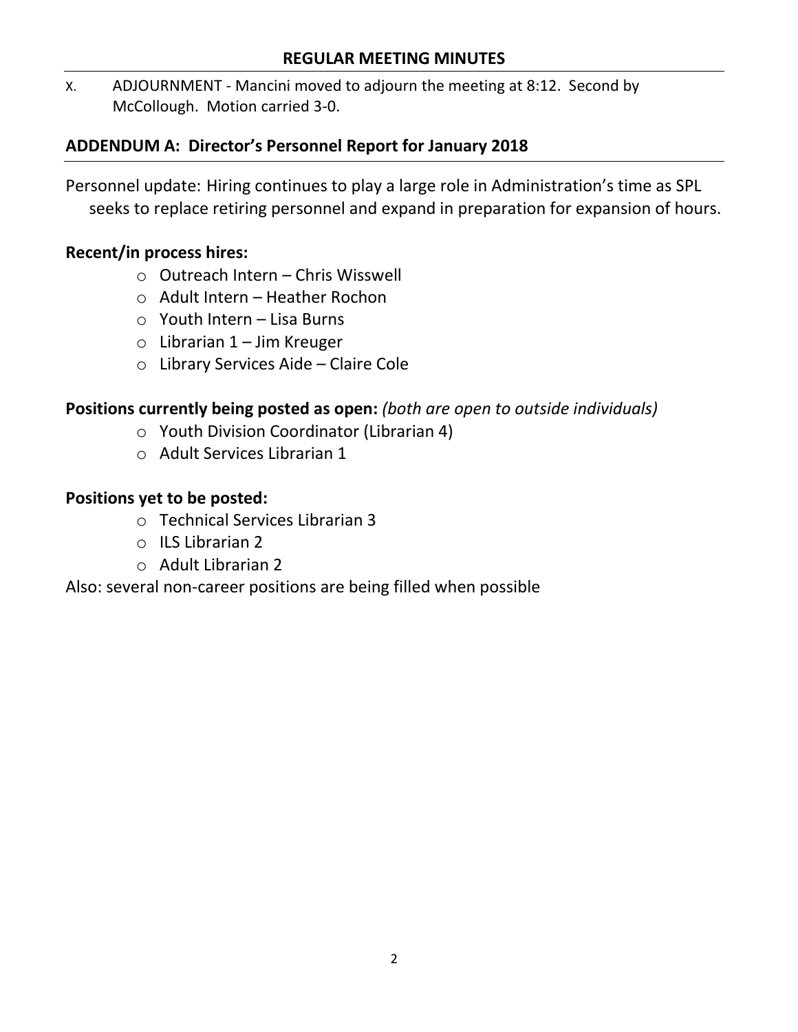## REGULAR MEETING MINUTES

X. ADJOURNMENT - Mancini moved to adjourn the meeting at 8:12. Second by McCollough. Motion carried 3-0.

## ADDENDUM A: Director's Personnel Report for January 2018

Personnel update: Hiring continues to play a large role in Administration's time as SPL seeks to replace retiring personnel and expand in preparation for expansion of hours.

### Recent/in process hires:

- Outreach Intern – Chris Wisswell
- Adult Intern – Heather Rochon
- Youth Intern – Lisa Burns
- Librarian 1 – Jim Kreuger
- Library Services Aide – Claire Cole

**Positions currently being posted as open:** *(both are open to outside individuals)*

- Youth Division Coordinator (Librarian 4)
- Adult Services Librarian 1

### Positions yet to be posted:

- Technical Services Librarian 3
- ILS Librarian 2
- Adult Librarian 2

Also: several non-career positions are being filled when possible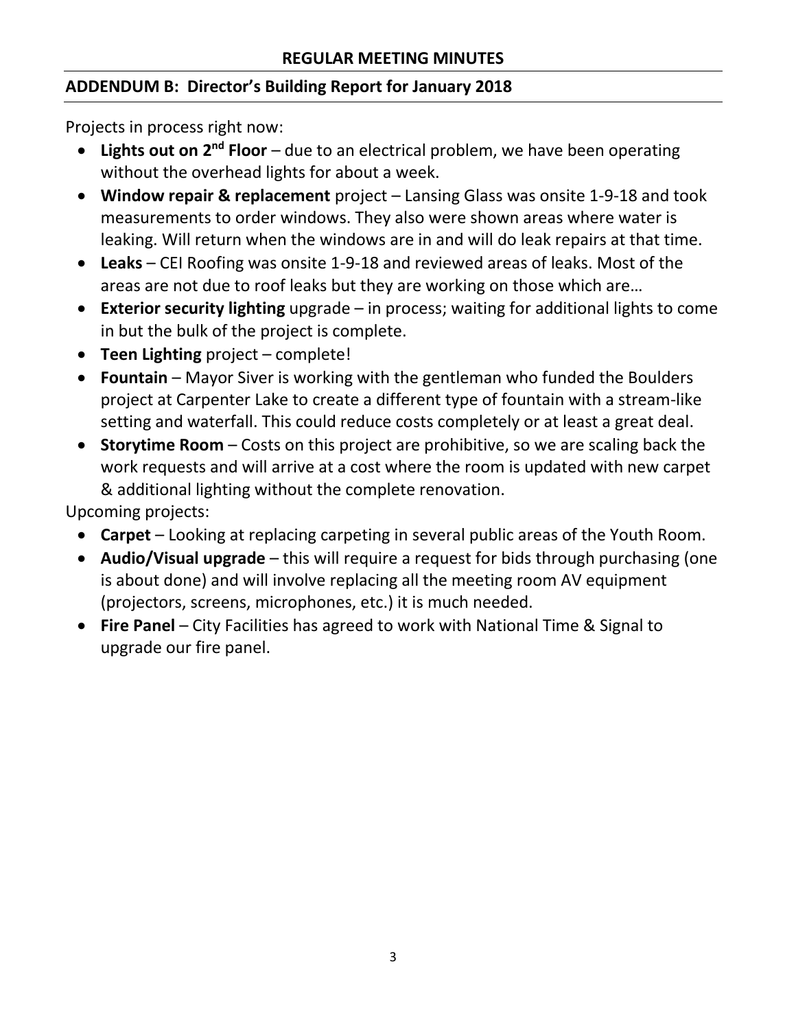## REGULAR MEETING MINUTES

### ADDENDUM B: Director's Building Report for January 2018

Projects in process right now:

- **Lights out on 2nd Floor** – due to an electrical problem, we have been operating without the overhead lights for about a week.
- **Window repair & replacement** project – Lansing Glass was onsite 1-9-18 and took measurements to order windows. They also were shown areas where water is leaking. Will return when the windows are in and will do leak repairs at that time.
- **Leaks** – CEI Roofing was onsite 1-9-18 and reviewed areas of leaks. Most of the areas are not due to roof leaks but they are working on those which are…
- **Exterior security lighting** upgrade – in process; waiting for additional lights to come in but the bulk of the project is complete.
- **Teen Lighting** project – complete!
- **Fountain** – Mayor Siver is working with the gentleman who funded the Boulders project at Carpenter Lake to create a different type of fountain with a stream-like setting and waterfall. This could reduce costs completely or at least a great deal.
- **Storytime Room** – Costs on this project are prohibitive, so we are scaling back the work requests and will arrive at a cost where the room is updated with new carpet & additional lighting without the complete renovation.

Upcoming projects:

- **Carpet** – Looking at replacing carpeting in several public areas of the Youth Room.
- **Audio/Visual upgrade** – this will require a request for bids through purchasing (one is about done) and will involve replacing all the meeting room AV equipment (projectors, screens, microphones, etc.) it is much needed.
- **Fire Panel** – City Facilities has agreed to work with National Time & Signal to upgrade our fire panel.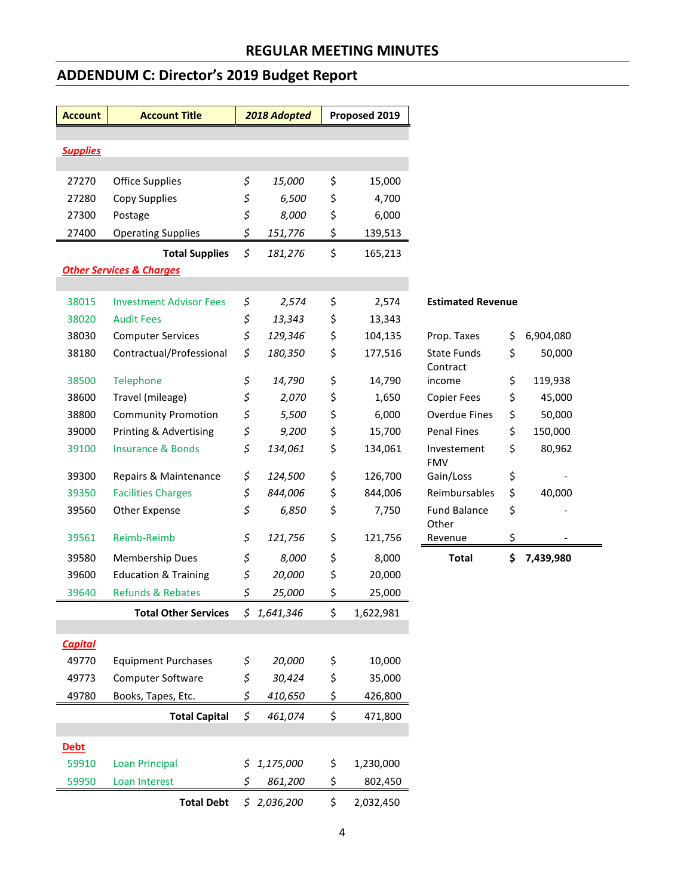# REGULAR MEETING MINUTES

## ADDENDUM C: Director's 2019 Budget Report

| Account | Account Title | *2018 Adopted* | Proposed 2019 |
|---|---|---|---|
| ***Supplies*** | | | |
| 27270 | Office Supplies | *$ 15,000* | $ 15,000 |
| 27280 | Copy Supplies | *$ 6,500* | $ 4,700 |
| 27300 | Postage | *$ 8,000* | $ 6,000 |
| 27400 | Operating Supplies | *$ 151,776* | $ 139,513 |
| | **Total Supplies** | *$ 181,276* | $ 165,213 |
| ***Other Services & Charges*** | | | |
| 38015 | Investment Advisor Fees | *$ 2,574* | $ 2,574 |
| 38020 | Audit Fees | *$ 13,343* | $ 13,343 |
| 38030 | Computer Services | *$ 129,346* | $ 104,135 |
| 38180 | Contractual/Professional | *$ 180,350* | $ 177,516 |
| 38500 | Telephone | *$ 14,790* | $ 14,790 |
| 38600 | Travel (mileage) | *$ 2,070* | $ 1,650 |
| 38800 | Community Promotion | *$ 5,500* | $ 6,000 |
| 39000 | Printing & Advertising | *$ 9,200* | $ 15,700 |
| 39100 | Insurance & Bonds | *$ 134,061* | $ 134,061 |
| 39300 | Repairs & Maintenance | *$ 124,500* | $ 126,700 |
| 39350 | Facilities Charges | *$ 844,006* | $ 844,006 |
| 39560 | Other Expense | *$ 6,850* | $ 7,750 |
| 39561 | Reimb-Reimb | *$ 121,756* | $ 121,756 |
| 39580 | Membership Dues | *$ 8,000* | $ 8,000 |
| 39600 | Education & Training | *$ 20,000* | $ 20,000 |
| 39640 | Refunds & Rebates | *$ 25,000* | $ 25,000 |
| | **Total Other Services** | *$ 1,641,346* | $ 1,622,981 |
| ***Capital*** | | | |
| 49770 | Equipment Purchases | *$ 20,000* | $ 10,000 |
| 49773 | Computer Software | *$ 30,424* | $ 35,000 |
| 49780 | Books, Tapes, Etc. | *$ 410,650* | $ 426,800 |
| | **Total Capital** | *$ 461,074* | $ 471,800 |
| **Debt** | | | |
| 59910 | Loan Principal | *$ 1,175,000* | $ 1,230,000 |
| 59950 | Loan Interest | *$ 861,200* | $ 802,450 |
| | **Total Debt** | *$ 2,036,200* | $ 2,032,450 |

**Estimated Revenue**

| Source | Amount |
|---|---|
| Prop. Taxes | $ 6,904,080 |
| State Funds | $ 50,000 |
| Contract income | $ 119,938 |
| Copier Fees | $ 45,000 |
| Overdue Fines | $ 50,000 |
| Penal Fines | $ 150,000 |
| Investement | $ 80,962 |
| FMV Gain/Loss | $ - |
| Reimbursables | $ 40,000 |
| Fund Balance | $ - |
| Other Revenue | $ - |
| **Total** | **$ 7,439,980** |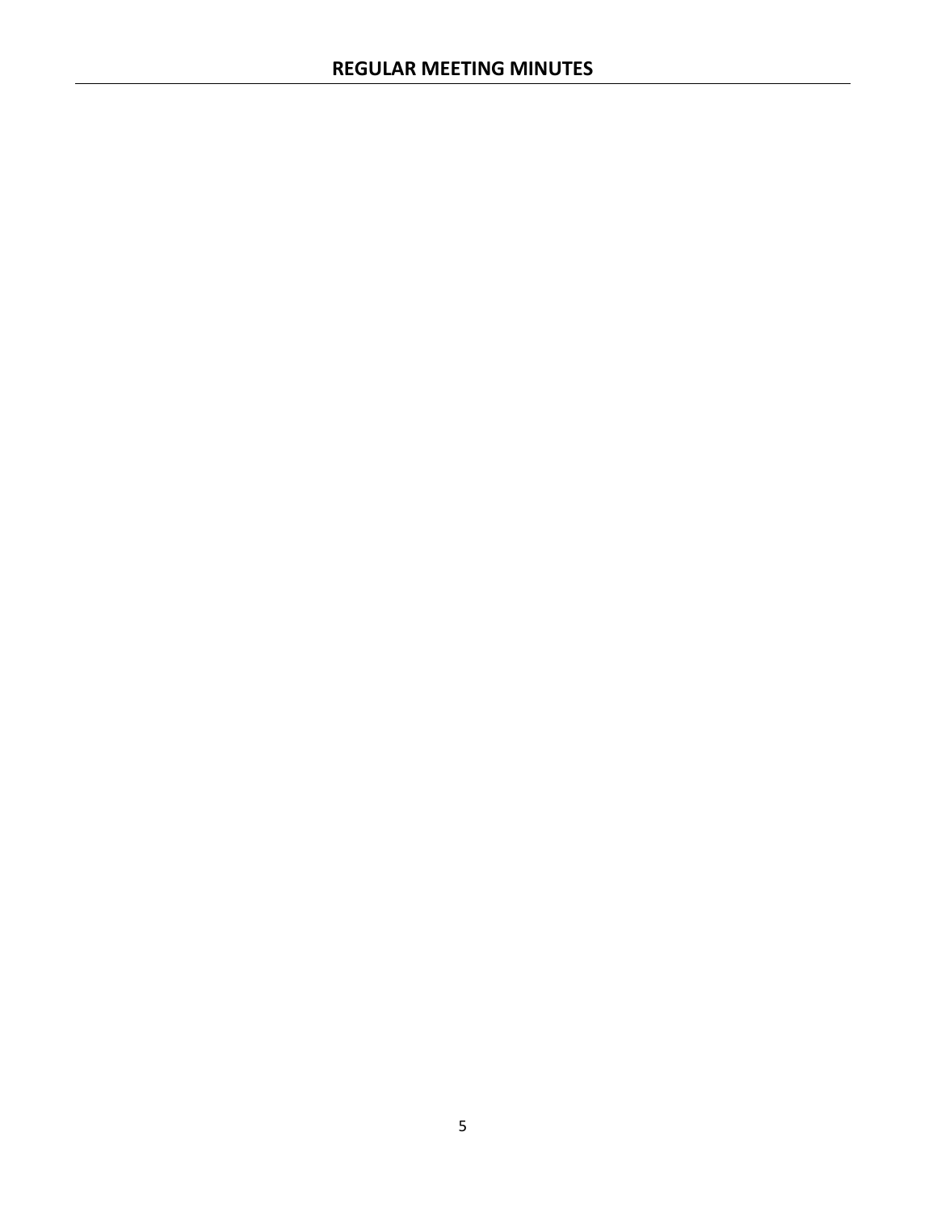**REGULAR MEETING MINUTES**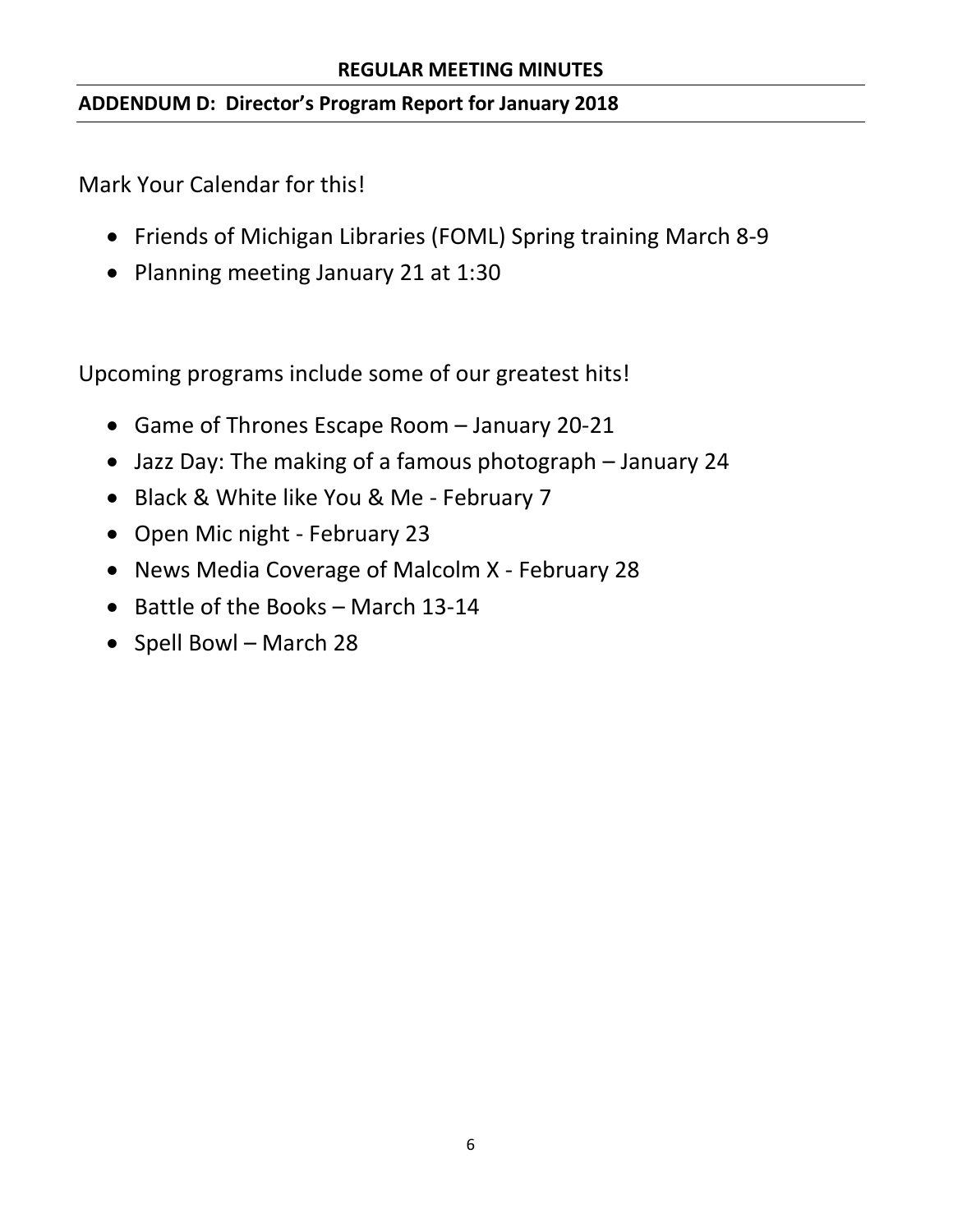**REGULAR MEETING MINUTES**

**ADDENDUM D: Director's Program Report for January 2018**

Mark Your Calendar for this!

- Friends of Michigan Libraries (FOML) Spring training March 8-9
- Planning meeting January 21 at 1:30

Upcoming programs include some of our greatest hits!

- Game of Thrones Escape Room – January 20-21
- Jazz Day: The making of a famous photograph – January 24
- Black & White like You & Me - February 7
- Open Mic night - February 23
- News Media Coverage of Malcolm X - February 28
- Battle of the Books – March 13-14
- Spell Bowl – March 28